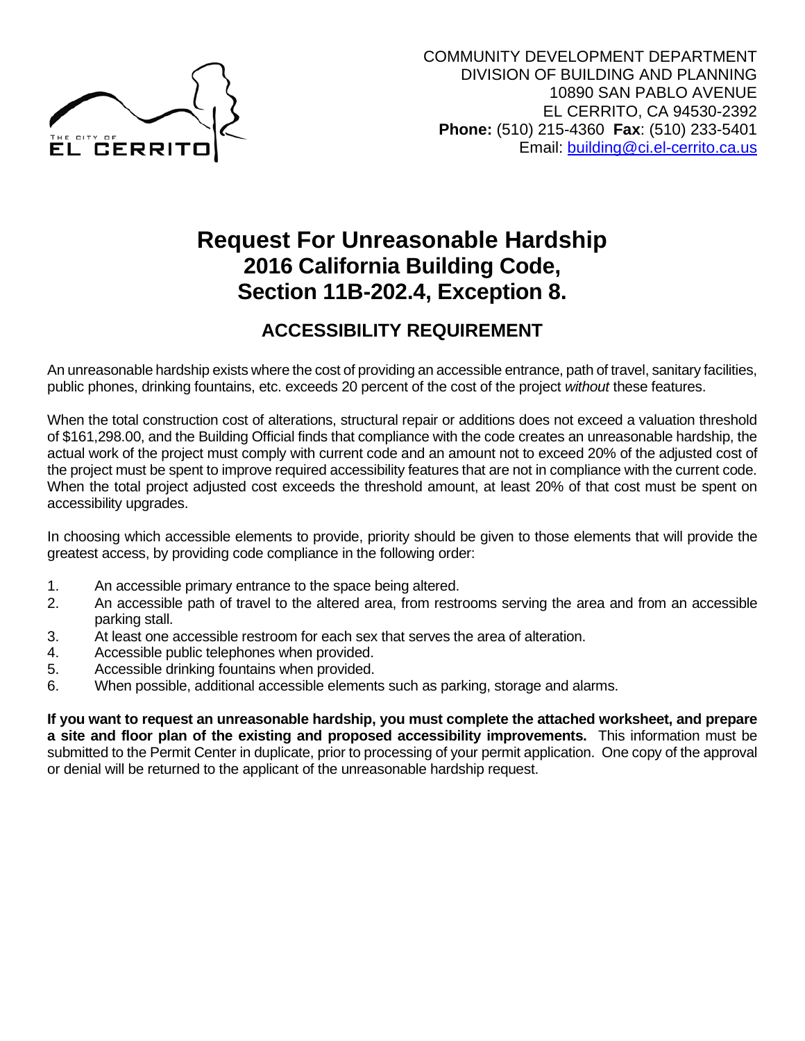THE CITY OF EL CERRITO

COMMUNITY DEVELOPMENT DEPARTMENT
DIVISION OF BUILDING AND PLANNING
10890 SAN PABLO AVENUE
EL CERRITO, CA 94530-2392
**Phone:** (510) 215-4360 **Fax**: (510) 233-5401
Email: building@ci.el-cerrito.ca.us

# Request For Unreasonable Hardship
# 2016 California Building Code, Section 11B-202.4, Exception 8.

## ACCESSIBILITY REQUIREMENT

An unreasonable hardship exists where the cost of providing an accessible entrance, path of travel, sanitary facilities, public phones, drinking fountains, etc. exceeds 20 percent of the cost of the project *without* these features.

When the total construction cost of alterations, structural repair or additions does not exceed a valuation threshold of $161,298.00, and the Building Official finds that compliance with the code creates an unreasonable hardship, the actual work of the project must comply with current code and an amount not to exceed 20% of the adjusted cost of the project must be spent to improve required accessibility features that are not in compliance with the current code. When the total project adjusted cost exceeds the threshold amount, at least 20% of that cost must be spent on accessibility upgrades.

In choosing which accessible elements to provide, priority should be given to those elements that will provide the greatest access, by providing code compliance in the following order:

1. An accessible primary entrance to the space being altered.
2. An accessible path of travel to the altered area, from restrooms serving the area and from an accessible parking stall.
3. At least one accessible restroom for each sex that serves the area of alteration.
4. Accessible public telephones when provided.
5. Accessible drinking fountains when provided.
6. When possible, additional accessible elements such as parking, storage and alarms.

**If you want to request an unreasonable hardship, you must complete the attached worksheet, and prepare a site and floor plan of the existing and proposed accessibility improvements.** This information must be submitted to the Permit Center in duplicate, prior to processing of your permit application. One copy of the approval or denial will be returned to the applicant of the unreasonable hardship request.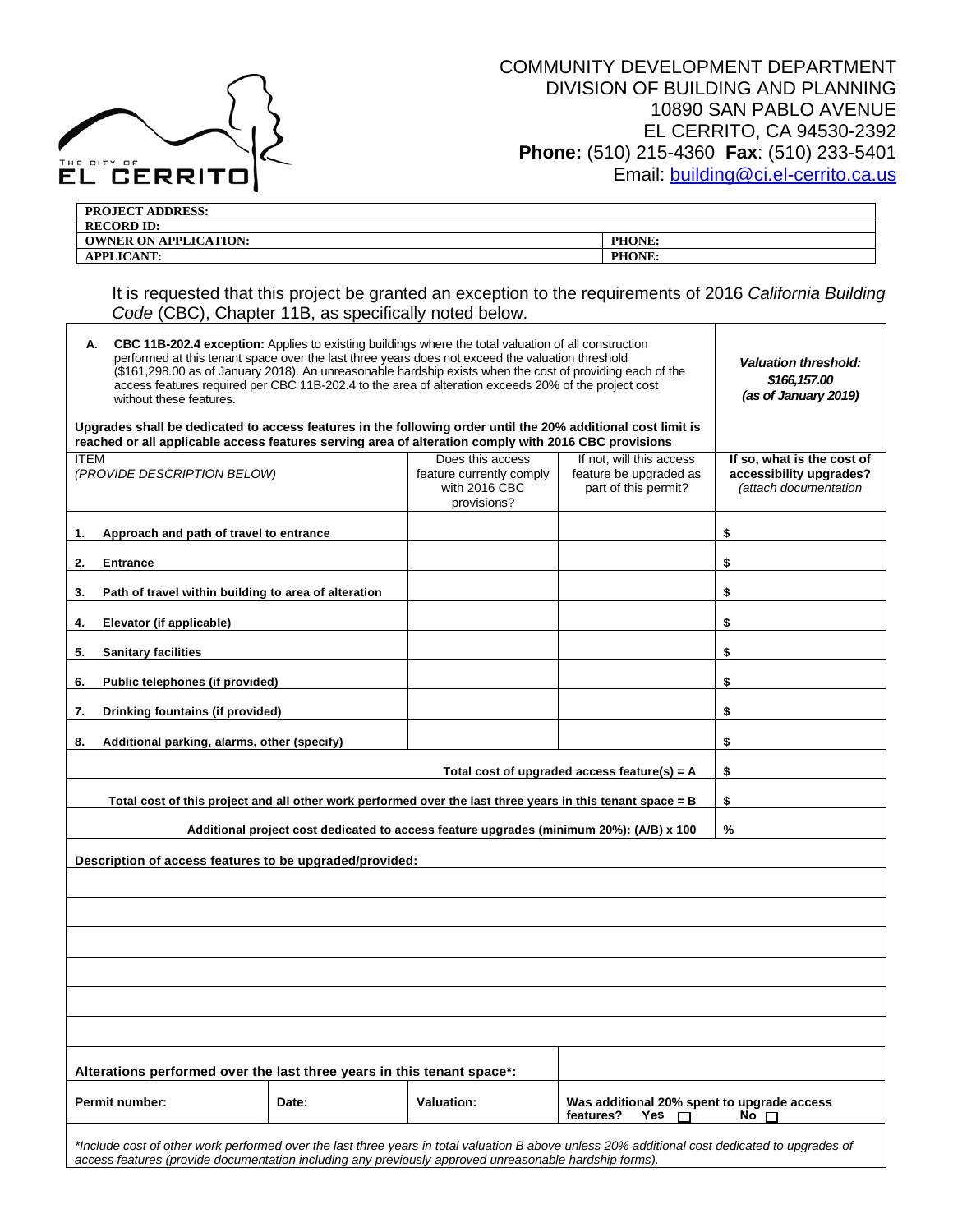COMMUNITY DEVELOPMENT DEPARTMENT
DIVISION OF BUILDING AND PLANNING
10890 SAN PABLO AVENUE
EL CERRITO, CA 94530-2392
**Phone:** (510) 215-4360 **Fax**: (510) 233-5401
Email: building@ci.el-cerrito.ca.us

| **PROJECT ADDRESS:** | |
|---|---|
| **RECORD ID:** | |
| **OWNER ON APPLICATION:** | **PHONE:** |
| **APPLICANT:** | **PHONE:** |

It is requested that this project be granted an exception to the requirements of 2016 *California Building Code* (CBC), Chapter 11B, as specifically noted below.

**A. CBC 11B-202.4 exception:** Applies to existing buildings where the total valuation of all construction performed at this tenant space over the last three years does not exceed the valuation threshold ($161,298.00 as of January 2018). An unreasonable hardship exists when the cost of providing each of the access features required per CBC 11B-202.4 to the area of alteration exceeds 20% of the project cost without these features.

***Valuation threshold: $166,157.00 (as of January 2019)***

**Upgrades shall be dedicated to access features in the following order until the 20% additional cost limit is reached or all applicable access features serving area of alteration comply with 2016 CBC provisions**

| ITEM *(PROVIDE DESCRIPTION BELOW)* | Does this access feature currently comply with 2016 CBC provisions? | If not, will this access feature be upgraded as part of this permit? | **If so, what is the cost of accessibility upgrades?** *(attach documentation* |
|---|---|---|---|
| **1. Approach and path of travel to entrance** | | | **$** |
| **2. Entrance** | | | **$** |
| **3. Path of travel within building to area of alteration** | | | **$** |
| **4. Elevator (if applicable)** | | | **$** |
| **5. Sanitary facilities** | | | **$** |
| **6. Public telephones (if provided)** | | | **$** |
| **7. Drinking fountains (if provided)** | | | **$** |
| **8. Additional parking, alarms, other (specify)** | | | **$** |
| | | **Total cost of upgraded access feature(s) = A** | **$** |
| | | **Total cost of this project and all other work performed over the last three years in this tenant space = B** | **$** |
| | | **Additional project cost dedicated to access feature upgrades (minimum 20%): (A/B) x 100** | **%** |

**Description of access features to be upgraded/provided:**

| **Alterations performed over the last three years in this tenant space\*:** | | | |
|---|---|---|---|
| **Permit number:** | **Date:** | **Valuation:** | **Was additional 20% spent to upgrade access features? Yes ☐ No ☐** |

*\*Include cost of other work performed over the last three years in total valuation B above unless 20% additional cost dedicated to upgrades of access features (provide documentation including any previously approved unreasonable hardship forms).*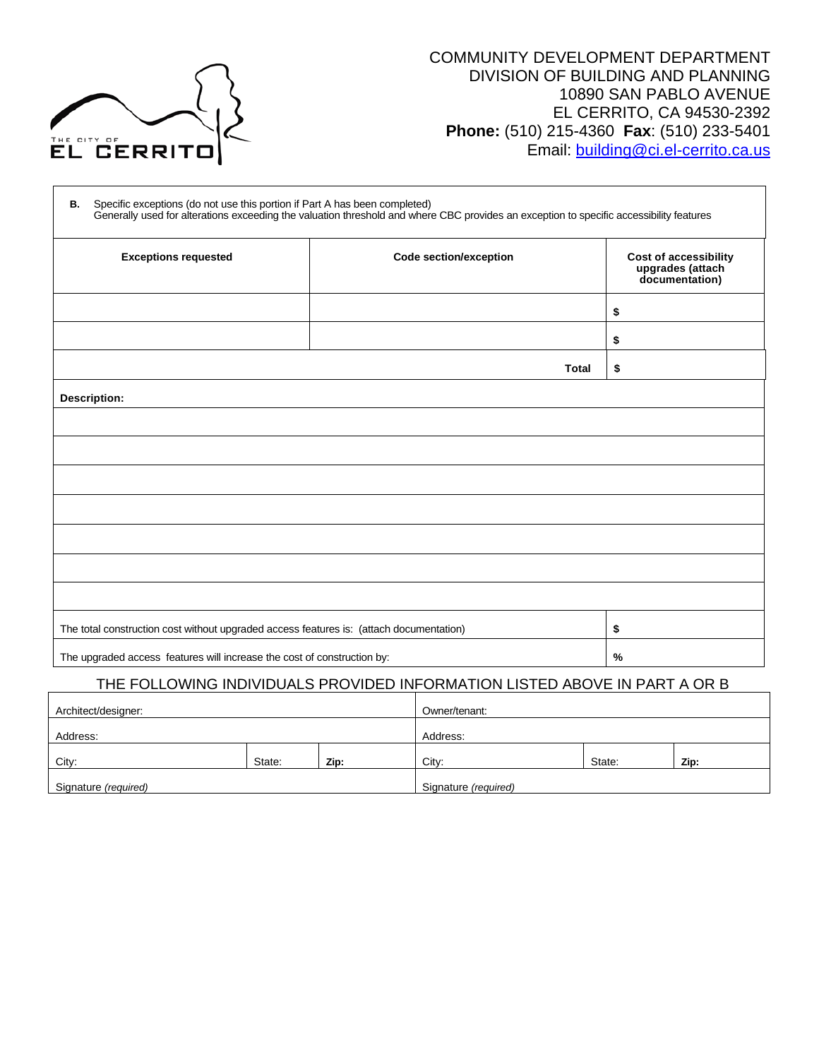COMMUNITY DEVELOPMENT DEPARTMENT
DIVISION OF BUILDING AND PLANNING
10890 SAN PABLO AVENUE
EL CERRITO, CA 94530-2392
**Phone:** (510) 215-4360 **Fax**: (510) 233-5401
Email: building@ci.el-cerrito.ca.us

**B.** Specific exceptions (do not use this portion if Part A has been completed)
Generally used for alterations exceeding the valuation threshold and where CBC provides an exception to specific accessibility features

| Exceptions requested | Code section/exception | Cost of accessibility upgrades (attach documentation) |
|---|---|---|
| | | $ |
| | | $ |
| | **Total** | $ |

**Description:**

| |
|---|
| |
| |
| |
| |
| |
| |
| |

| | |
|---|---|
| The total construction cost without upgraded access features is: (attach documentation) | $ |
| The upgraded access features will increase the cost of construction by: | % |

THE FOLLOWING INDIVIDUALS PROVIDED INFORMATION LISTED ABOVE IN PART A OR B

| Architect/designer: | | | Owner/tenant: | | |
|---|---|---|---|---|---|
| Address: | | | Address: | | |
| City: | State: | **Zip:** | City: | State: | **Zip:** |
| Signature *(required)* | | | Signature *(required)* | | |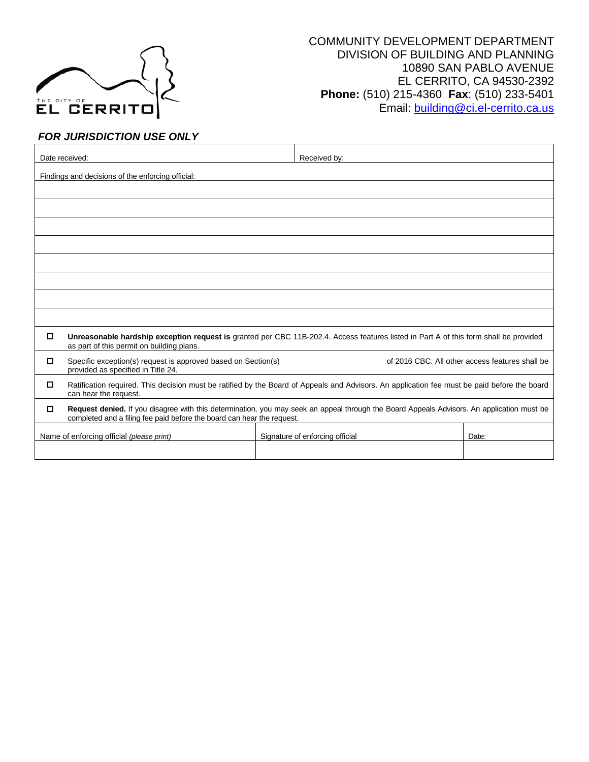COMMUNITY DEVELOPMENT DEPARTMENT
DIVISION OF BUILDING AND PLANNING
10890 SAN PABLO AVENUE
EL CERRITO, CA 94530-2392
**Phone:** (510) 215-4360 **Fax**: (510) 233-5401
Email: building@ci.el-cerrito.ca.us

***FOR JURISDICTION USE ONLY***

| | | |
|---|---|---|
| Date received: | Received by: | |
| Findings and decisions of the enforcing official: | | |
| | | |
| | | |
| | | |
| | | |
| | | |
| | | |
| | | |
| | | |
| ☐ **Unreasonable hardship exception request is** granted per CBC 11B-202.4. Access features listed in Part A of this form shall be provided as part of this permit on building plans. | | |
| ☐ Specific exception(s) request is approved based on Section(s) ______ of 2016 CBC. All other access features shall be provided as specified in Title 24. | | |
| ☐ Ratification required. This decision must be ratified by the Board of Appeals and Advisors. An application fee must be paid before the board can hear the request. | | |
| ☐ **Request denied.** If you disagree with this determination, you may seek an appeal through the Board Appeals Advisors. An application must be completed and a filing fee paid before the board can hear the request. | | |
| Name of enforcing official *(please print)* | Signature of enforcing official | Date: |
| | | |